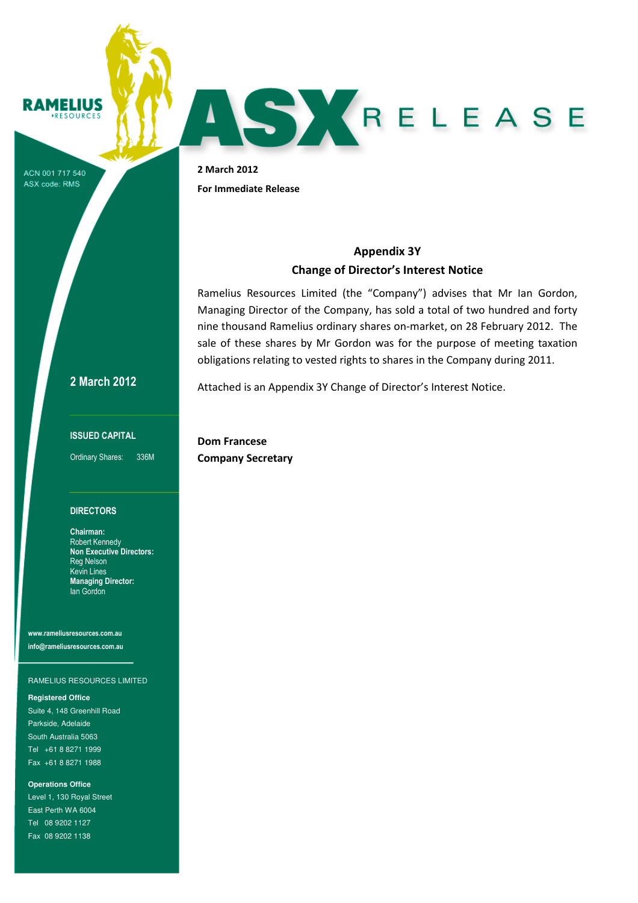RAMELIUS RESOURCES

ACN 001 717 540
ASX code: RMS

# ASX RELEASE

**2 March 2012**

**For Immediate Release**

## Appendix 3Y
## Change of Director's Interest Notice

Ramelius Resources Limited (the "Company") advises that Mr Ian Gordon, Managing Director of the Company, has sold a total of two hundred and forty nine thousand Ramelius ordinary shares on-market, on 28 February 2012. The sale of these shares by Mr Gordon was for the purpose of meeting taxation obligations relating to vested rights to shares in the Company during 2011.

Attached is an Appendix 3Y Change of Director's Interest Notice.

**Dom Francese**
**Company Secretary**

**2 March 2012**

**ISSUED CAPITAL**

Ordinary Shares: 336M

**DIRECTORS**

**Chairman:**
Robert Kennedy
**Non Executive Directors:**
Reg Nelson
Kevin Lines
**Managing Director:**
Ian Gordon

**www.rameliusresources.com.au**
**info@rameliusresources.com.au**

RAMELIUS RESOURCES LIMITED

**Registered Office**
Suite 4, 148 Greenhill Road
Parkside, Adelaide
South Australia 5063
Tel +61 8 8271 1999
Fax +61 8 8271 1988

**Operations Office**
Level 1, 130 Royal Street
East Perth WA 6004
Tel 08 9202 1127
Fax 08 9202 1138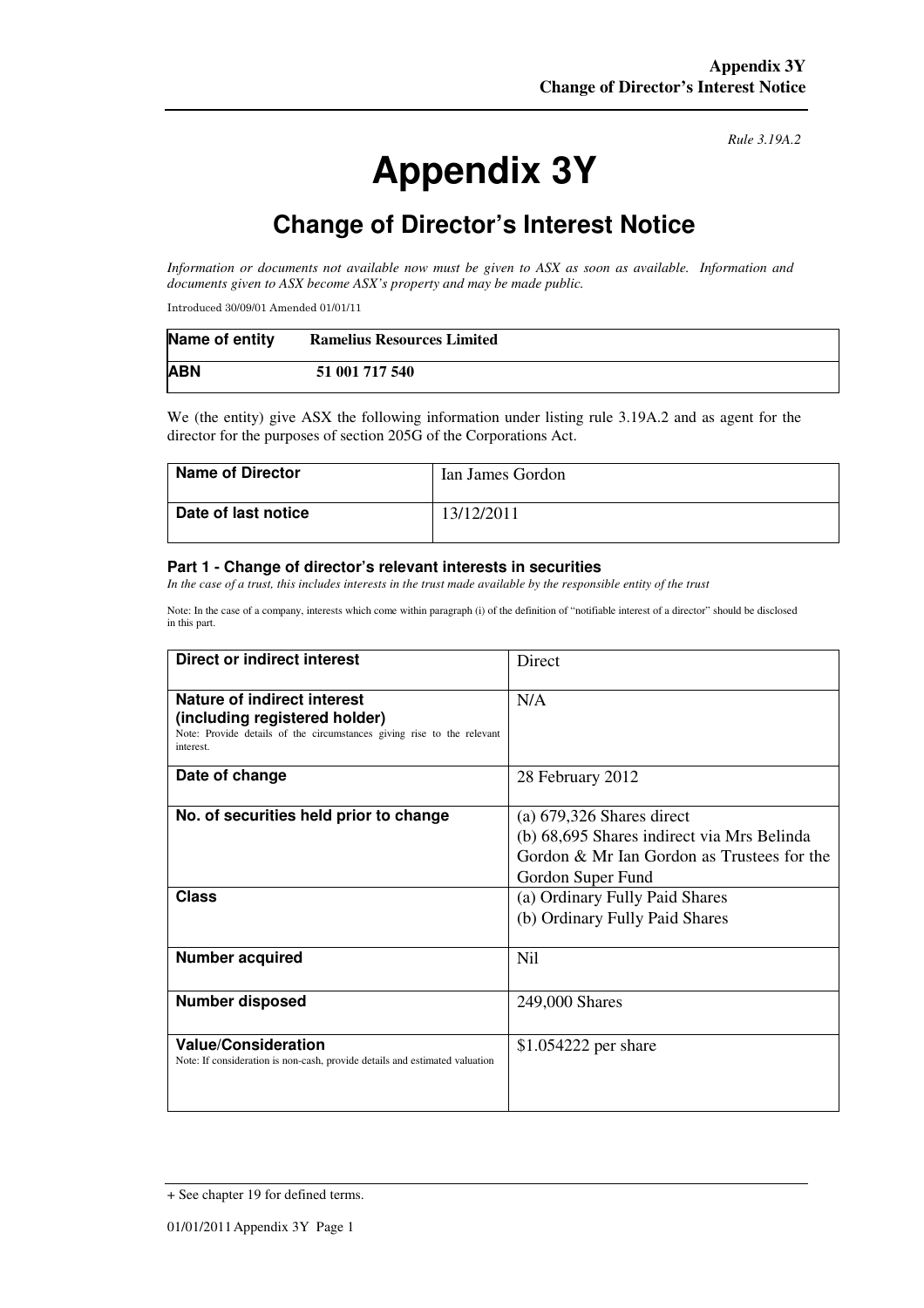# Appendix 3Y

## Change of Director's Interest Notice

*Rule 3.19A.2*

*Information or documents not available now must be given to ASX as soon as available. Information and documents given to ASX become ASX's property and may be made public.*

Introduced 30/09/01 Amended 01/01/11

| **Name of entity** | **Ramelius Resources Limited** |
|---|---|
| **ABN** | **51 001 717 540** |

We (the entity) give ASX the following information under listing rule 3.19A.2 and as agent for the director for the purposes of section 205G of the Corporations Act.

| **Name of Director** | Ian James Gordon |
|---|---|
| **Date of last notice** | 13/12/2011 |

### Part 1 - Change of director's relevant interests in securities

*In the case of a trust, this includes interests in the trust made available by the responsible entity of the trust*

Note: In the case of a company, interests which come within paragraph (i) of the definition of "notifiable interest of a director" should be disclosed in this part.

| **Direct or indirect interest** | Direct |
|---|---|
| **Nature of indirect interest (including registered holder)**<br>Note: Provide details of the circumstances giving rise to the relevant interest. | N/A |
| **Date of change** | 28 February 2012 |
| **No. of securities held prior to change** | (a) 679,326 Shares direct<br>(b) 68,695 Shares indirect via Mrs Belinda Gordon & Mr Ian Gordon as Trustees for the Gordon Super Fund |
| **Class** | (a) Ordinary Fully Paid Shares<br>(b) Ordinary Fully Paid Shares |
| **Number acquired** | Nil |
| **Number disposed** | 249,000 Shares |
| **Value/Consideration**<br>Note: If consideration is non-cash, provide details and estimated valuation | $1.054222 per share |

+ See chapter 19 for defined terms.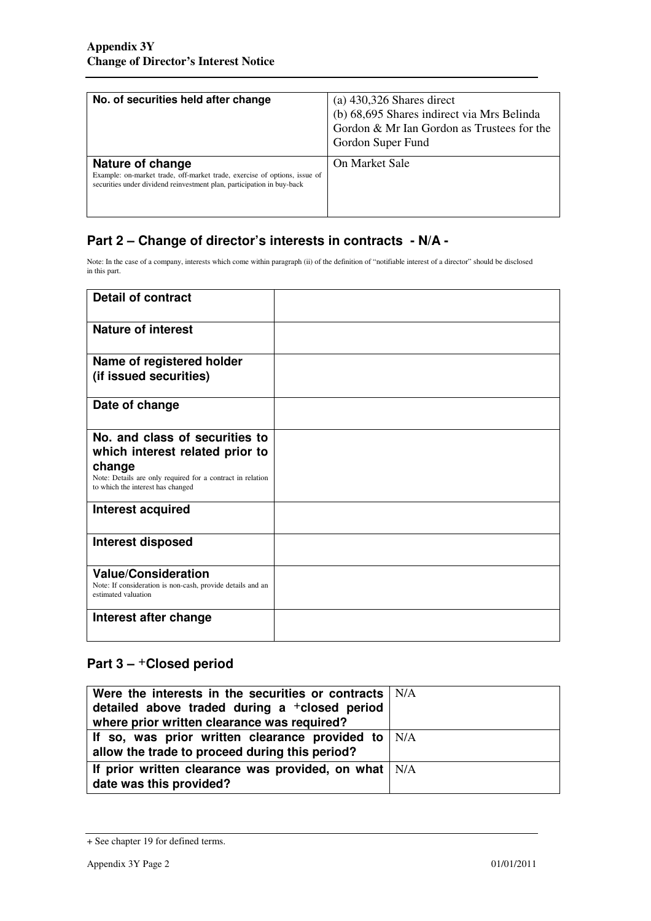| | |
|---|---|
| **No. of securities held after change** | (a) 430,326 Shares direct<br>(b) 68,695 Shares indirect via Mrs Belinda Gordon & Mr Ian Gordon as Trustees for the Gordon Super Fund |
| **Nature of change**<br>Example: on-market trade, off-market trade, exercise of options, issue of securities under dividend reinvestment plan, participation in buy-back | On Market Sale |

## Part 2 – Change of director's interests in contracts - N/A -

Note: In the case of a company, interests which come within paragraph (ii) of the definition of "notifiable interest of a director" should be disclosed in this part.

| | |
|---|---|
| **Detail of contract** | |
| **Nature of interest** | |
| **Name of registered holder (if issued securities)** | |
| **Date of change** | |
| **No. and class of securities to which interest related prior to change**<br>Note: Details are only required for a contract in relation to which the interest has changed | |
| **Interest acquired** | |
| **Interest disposed** | |
| **Value/Consideration**<br>Note: If consideration is non-cash, provide details and an estimated valuation | |
| **Interest after change** | |

## Part 3 – +Closed period

| | |
|---|---|
| **Were the interests in the securities or contracts detailed above traded during a +closed period where prior written clearance was required?** | N/A |
| **If so, was prior written clearance provided to allow the trade to proceed during this period?** | N/A |
| **If prior written clearance was provided, on what date was this provided?** | N/A |

+ See chapter 19 for defined terms.